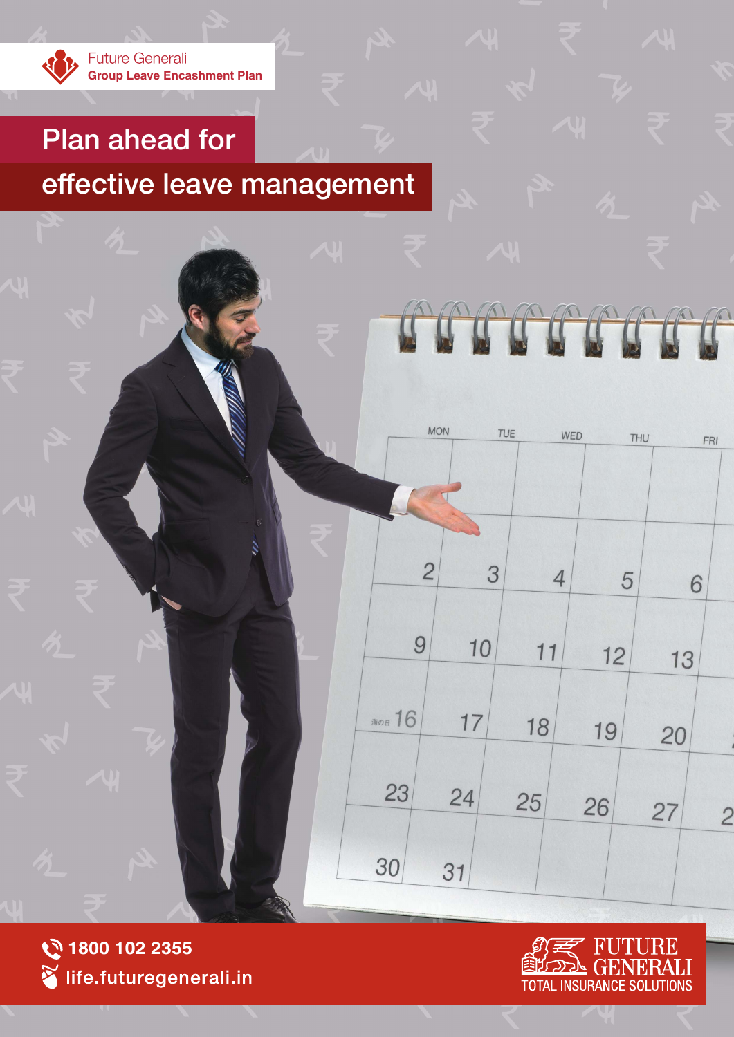Future Generali
**Group Leave Encashment Plan**

# Plan ahead for effective leave management

1800 102 2355

life.futuregenerali.in

FUTURE GENERALI
TOTAL INSURANCE SOLUTIONS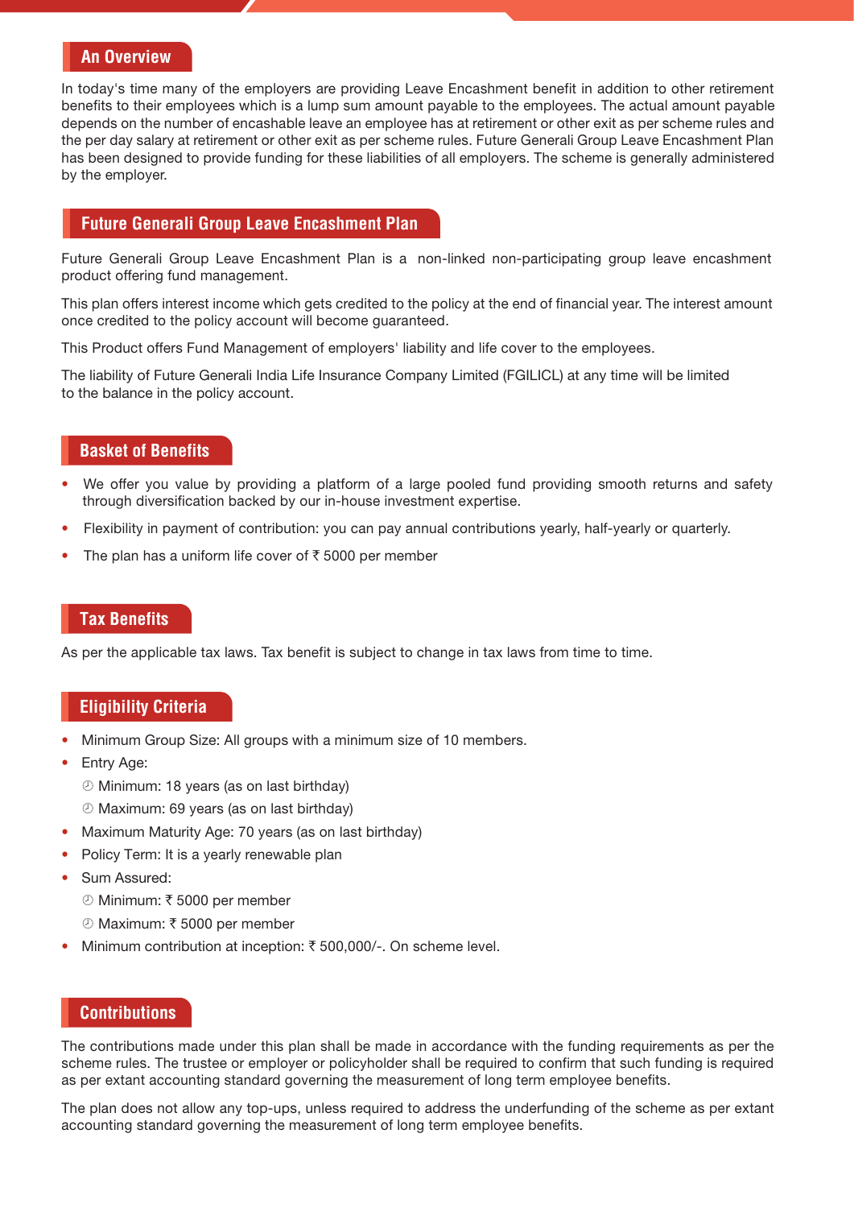## An Overview

In today's time many of the employers are providing Leave Encashment benefit in addition to other retirement benefits to their employees which is a lump sum amount payable to the employees. The actual amount payable depends on the number of encashable leave an employee has at retirement or other exit as per scheme rules and the per day salary at retirement or other exit as per scheme rules. Future Generali Group Leave Encashment Plan has been designed to provide funding for these liabilities of all employers. The scheme is generally administered by the employer.

## Future Generali Group Leave Encashment Plan

Future Generali Group Leave Encashment Plan is a non-linked non-participating group leave encashment product offering fund management.

This plan offers interest income which gets credited to the policy at the end of financial year. The interest amount once credited to the policy account will become guaranteed.

This Product offers Fund Management of employers' liability and life cover to the employees.

The liability of Future Generali India Life Insurance Company Limited (FGILICL) at any time will be limited to the balance in the policy account.

## Basket of Benefits

- We offer you value by providing a platform of a large pooled fund providing smooth returns and safety through diversification backed by our in-house investment expertise.
- Flexibility in payment of contribution: you can pay annual contributions yearly, half-yearly or quarterly.
- The plan has a uniform life cover of ₹ 5000 per member

## Tax Benefits

As per the applicable tax laws. Tax benefit is subject to change in tax laws from time to time.

## Eligibility Criteria

- Minimum Group Size: All groups with a minimum size of 10 members.
- Entry Age:
  - Minimum: 18 years (as on last birthday)
  - Maximum: 69 years (as on last birthday)
- Maximum Maturity Age: 70 years (as on last birthday)
- Policy Term: It is a yearly renewable plan
- Sum Assured:
  - Minimum: ₹ 5000 per member
  - Maximum: ₹ 5000 per member
- Minimum contribution at inception: ₹ 500,000/-. On scheme level.

## Contributions

The contributions made under this plan shall be made in accordance with the funding requirements as per the scheme rules. The trustee or employer or policyholder shall be required to confirm that such funding is required as per extant accounting standard governing the measurement of long term employee benefits.

The plan does not allow any top-ups, unless required to address the underfunding of the scheme as per extant accounting standard governing the measurement of long term employee benefits.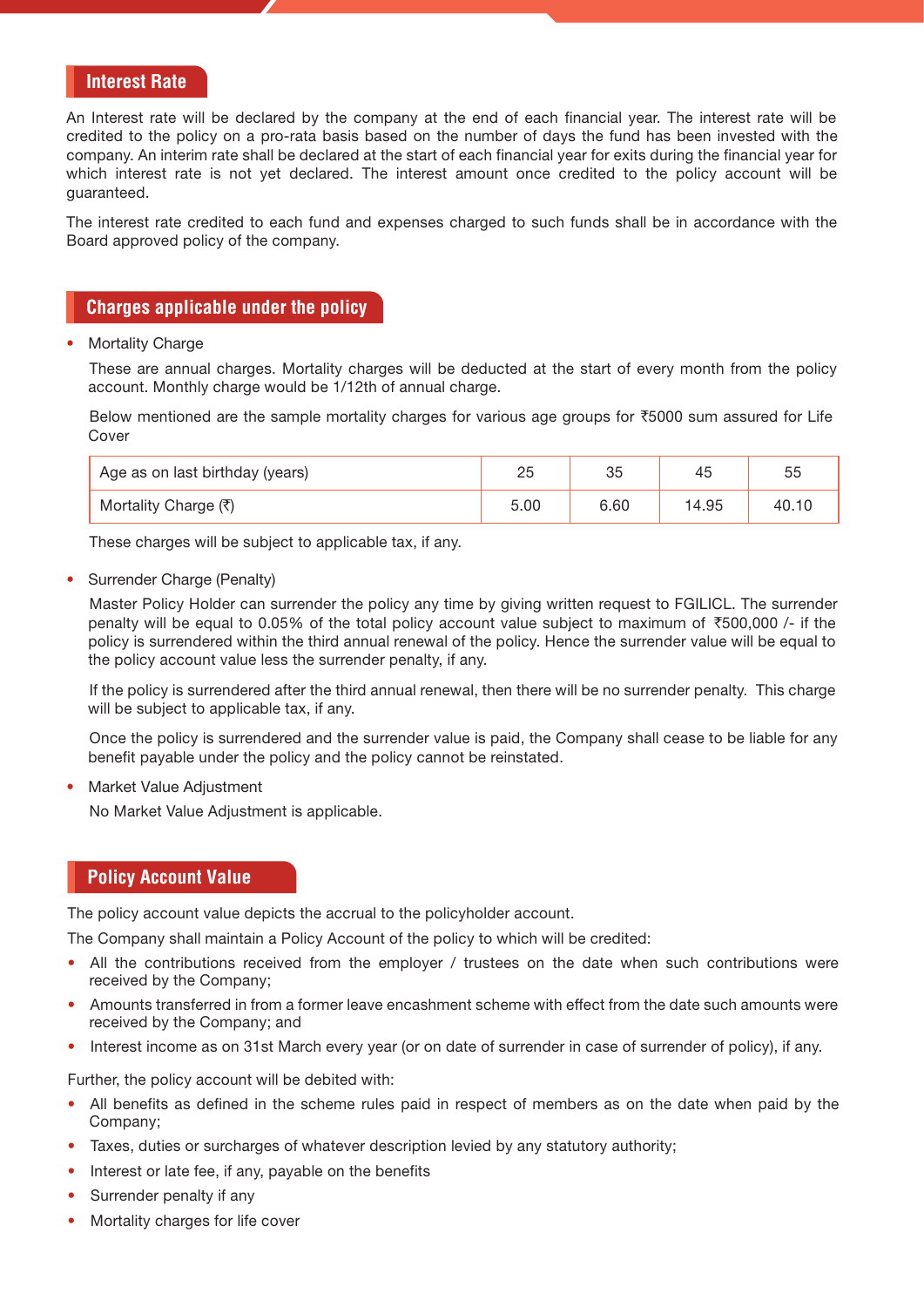## Interest Rate

An Interest rate will be declared by the company at the end of each financial year. The interest rate will be credited to the policy on a pro-rata basis based on the number of days the fund has been invested with the company. An interim rate shall be declared at the start of each financial year for exits during the financial year for which interest rate is not yet declared. The interest amount once credited to the policy account will be guaranteed.

The interest rate credited to each fund and expenses charged to such funds shall be in accordance with the Board approved policy of the company.

## Charges applicable under the policy

- Mortality Charge

  These are annual charges. Mortality charges will be deducted at the start of every month from the policy account. Monthly charge would be 1/12th of annual charge.

  Below mentioned are the sample mortality charges for various age groups for ₹5000 sum assured for Life Cover

  | Age as on last birthday (years) | 25 | 35 | 45 | 55 |
  |---|---|---|---|---|
  | Mortality Charge (₹) | 5.00 | 6.60 | 14.95 | 40.10 |

  These charges will be subject to applicable tax, if any.

- Surrender Charge (Penalty)

  Master Policy Holder can surrender the policy any time by giving written request to FGILICL. The surrender penalty will be equal to 0.05% of the total policy account value subject to maximum of ₹500,000 /- if the policy is surrendered within the third annual renewal of the policy. Hence the surrender value will be equal to the policy account value less the surrender penalty, if any.

  If the policy is surrendered after the third annual renewal, then there will be no surrender penalty. This charge will be subject to applicable tax, if any.

  Once the policy is surrendered and the surrender value is paid, the Company shall cease to be liable for any benefit payable under the policy and the policy cannot be reinstated.

- Market Value Adjustment

  No Market Value Adjustment is applicable.

## Policy Account Value

The policy account value depicts the accrual to the policyholder account.

The Company shall maintain a Policy Account of the policy to which will be credited:

- All the contributions received from the employer / trustees on the date when such contributions were received by the Company;
- Amounts transferred in from a former leave encashment scheme with effect from the date such amounts were received by the Company; and
- Interest income as on 31st March every year (or on date of surrender in case of surrender of policy), if any.

Further, the policy account will be debited with:

- All benefits as defined in the scheme rules paid in respect of members as on the date when paid by the Company;
- Taxes, duties or surcharges of whatever description levied by any statutory authority;
- Interest or late fee, if any, payable on the benefits
- Surrender penalty if any
- Mortality charges for life cover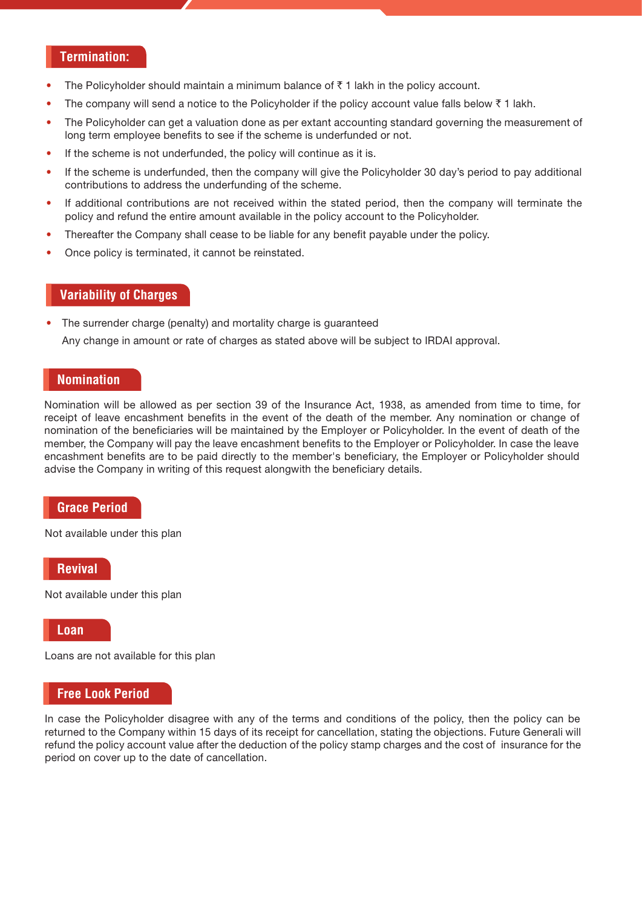## Termination:

- The Policyholder should maintain a minimum balance of ₹ 1 lakh in the policy account.
- The company will send a notice to the Policyholder if the policy account value falls below ₹ 1 lakh.
- The Policyholder can get a valuation done as per extant accounting standard governing the measurement of long term employee benefits to see if the scheme is underfunded or not.
- If the scheme is not underfunded, the policy will continue as it is.
- If the scheme is underfunded, then the company will give the Policyholder 30 day's period to pay additional contributions to address the underfunding of the scheme.
- If additional contributions are not received within the stated period, then the company will terminate the policy and refund the entire amount available in the policy account to the Policyholder.
- Thereafter the Company shall cease to be liable for any benefit payable under the policy.
- Once policy is terminated, it cannot be reinstated.

## Variability of Charges

- The surrender charge (penalty) and mortality charge is guaranteed

  Any change in amount or rate of charges as stated above will be subject to IRDAI approval.

## Nomination

Nomination will be allowed as per section 39 of the Insurance Act, 1938, as amended from time to time, for receipt of leave encashment benefits in the event of the death of the member. Any nomination or change of nomination of the beneficiaries will be maintained by the Employer or Policyholder. In the event of death of the member, the Company will pay the leave encashment benefits to the Employer or Policyholder. In case the leave encashment benefits are to be paid directly to the member's beneficiary, the Employer or Policyholder should advise the Company in writing of this request alongwith the beneficiary details.

## Grace Period

Not available under this plan

## Revival

Not available under this plan

## Loan

Loans are not available for this plan

## Free Look Period

In case the Policyholder disagree with any of the terms and conditions of the policy, then the policy can be returned to the Company within 15 days of its receipt for cancellation, stating the objections. Future Generali will refund the policy account value after the deduction of the policy stamp charges and the cost of insurance for the period on cover up to the date of cancellation.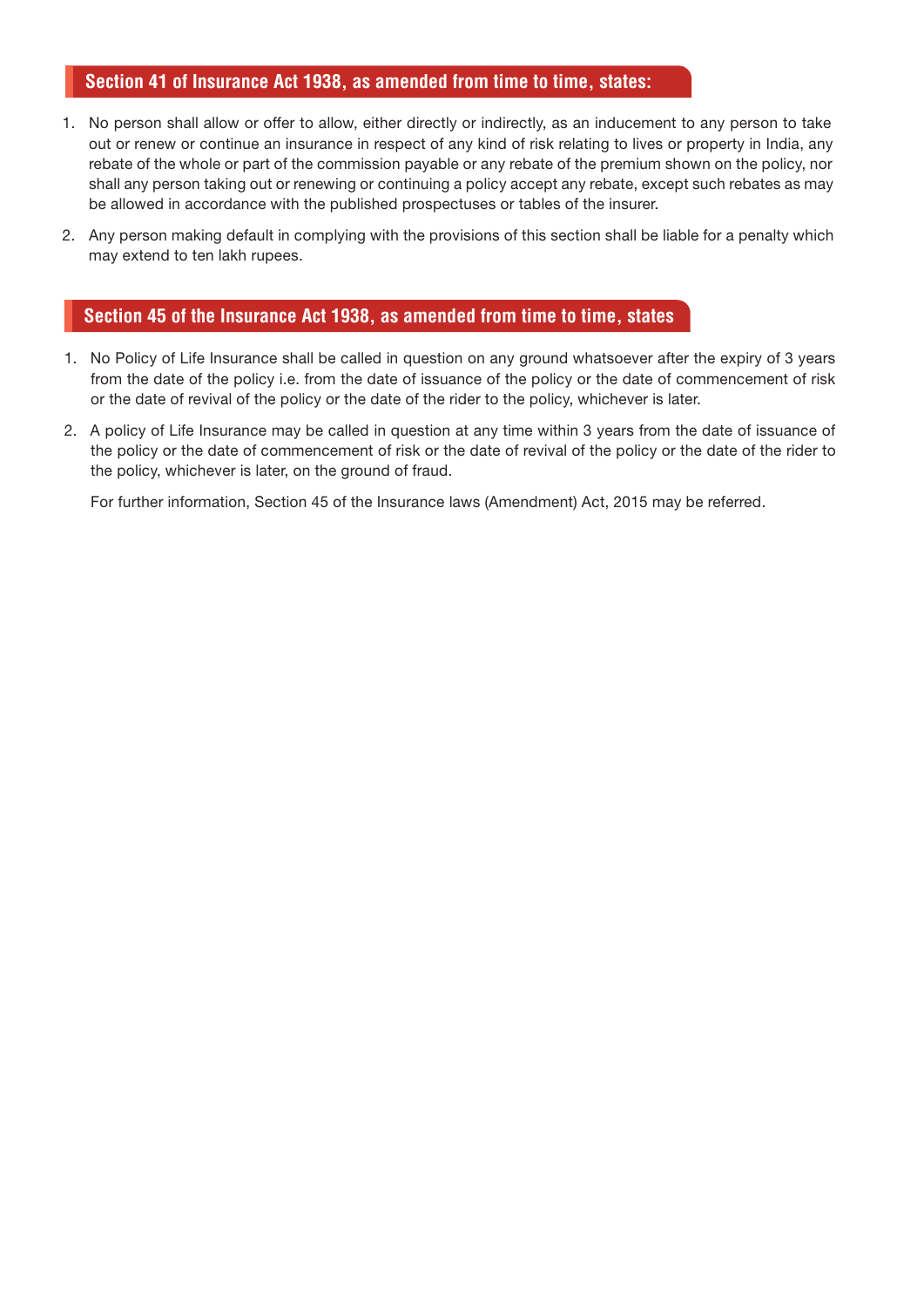## Section 41 of Insurance Act 1938, as amended from time to time, states:

1. No person shall allow or offer to allow, either directly or indirectly, as an inducement to any person to take out or renew or continue an insurance in respect of any kind of risk relating to lives or property in India, any rebate of the whole or part of the commission payable or any rebate of the premium shown on the policy, nor shall any person taking out or renewing or continuing a policy accept any rebate, except such rebates as may be allowed in accordance with the published prospectuses or tables of the insurer.
2. Any person making default in complying with the provisions of this section shall be liable for a penalty which may extend to ten lakh rupees.

## Section 45 of the Insurance Act 1938, as amended from time to time, states

1. No Policy of Life Insurance shall be called in question on any ground whatsoever after the expiry of 3 years from the date of the policy i.e. from the date of issuance of the policy or the date of commencement of risk or the date of revival of the policy or the date of the rider to the policy, whichever is later.
2. A policy of Life Insurance may be called in question at any time within 3 years from the date of issuance of the policy or the date of commencement of risk or the date of revival of the policy or the date of the rider to the policy, whichever is later, on the ground of fraud.

   For further information, Section 45 of the Insurance laws (Amendment) Act, 2015 may be referred.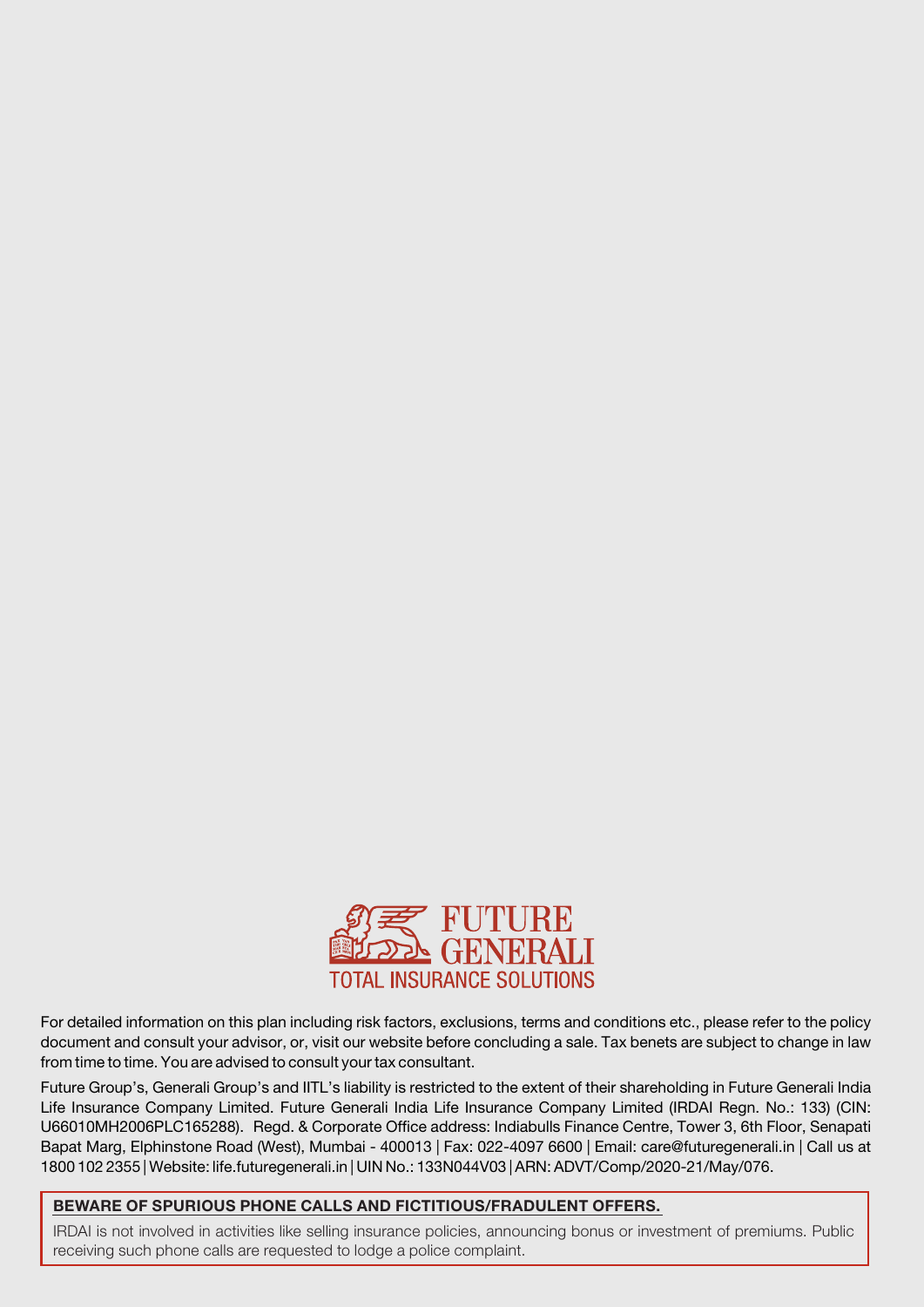FUTURE GENERALI
TOTAL INSURANCE SOLUTIONS

For detailed information on this plan including risk factors, exclusions, terms and conditions etc., please refer to the policy document and consult your advisor, or, visit our website before concluding a sale. Tax benets are subject to change in law from time to time. You are advised to consult your tax consultant.

Future Group's, Generali Group's and IITL's liability is restricted to the extent of their shareholding in Future Generali India Life Insurance Company Limited. Future Generali India Life Insurance Company Limited (IRDAI Regn. No.: 133) (CIN: U66010MH2006PLC165288). Regd. & Corporate Office address: Indiabulls Finance Centre, Tower 3, 6th Floor, Senapati Bapat Marg, Elphinstone Road (West), Mumbai - 400013 | Fax: 022-4097 6600 | Email: care@futuregenerali.in | Call us at 1800 102 2355 | Website: life.futuregenerali.in | UIN No.: 133N044V03 | ARN: ADVT/Comp/2020-21/May/076.

**BEWARE OF SPURIOUS PHONE CALLS AND FICTITIOUS/FRADULENT OFFERS.**

IRDAI is not involved in activities like selling insurance policies, announcing bonus or investment of premiums. Public receiving such phone calls are requested to lodge a police complaint.